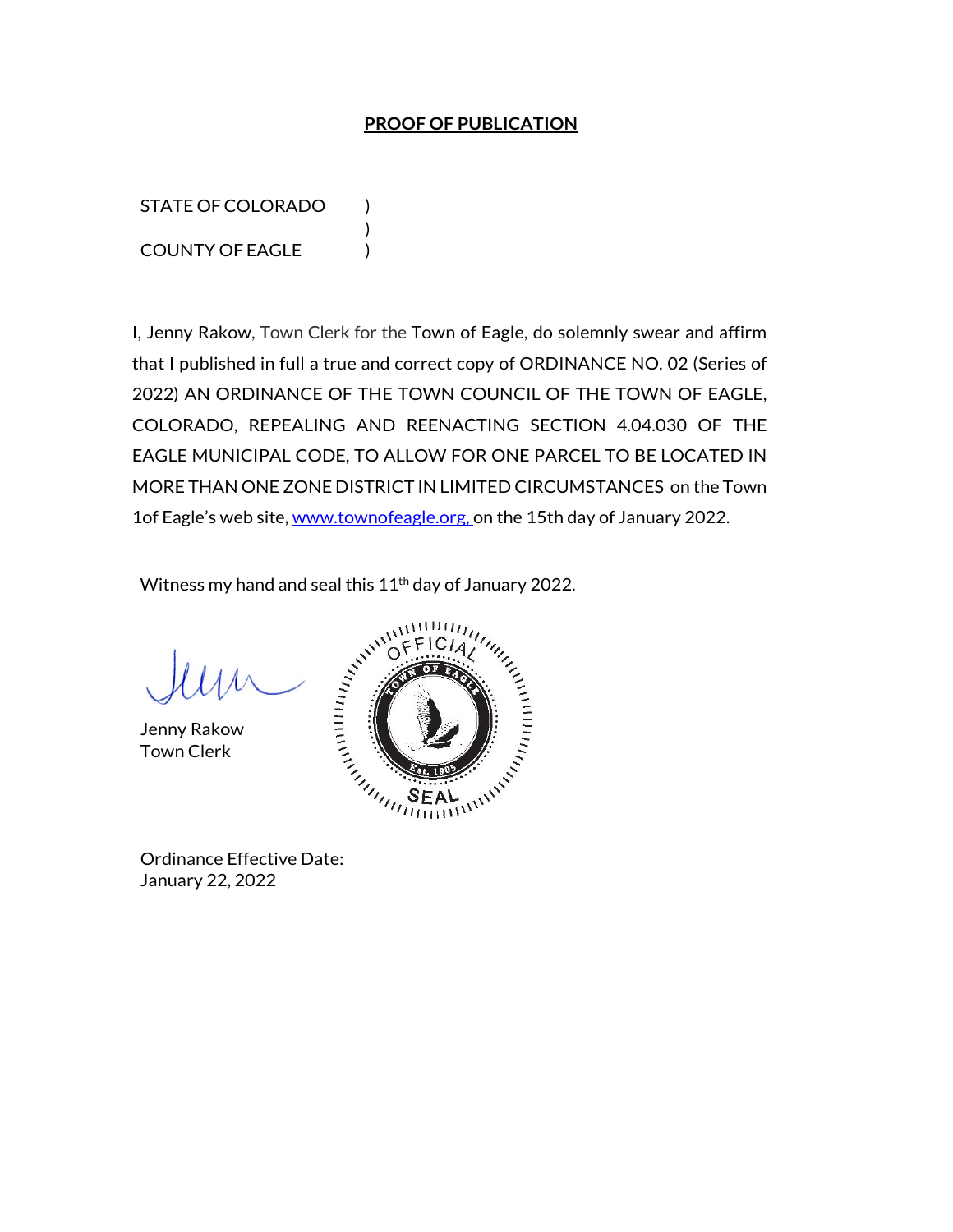## PROOF OF PUBLICATION

STATE OF COLORADO )
)
COUNTY OF EAGLE )

I, Jenny Rakow, Town Clerk for the Town of Eagle, do solemnly swear and affirm that I published in full a true and correct copy of ORDINANCE NO. 02 (Series of 2022) AN ORDINANCE OF THE TOWN COUNCIL OF THE TOWN OF EAGLE, COLORADO, REPEALING AND REENACTING SECTION 4.04.030 OF THE EAGLE MUNICIPAL CODE, TO ALLOW FOR ONE PARCEL TO BE LOCATED IN MORE THAN ONE ZONE DISTRICT IN LIMITED CIRCUMSTANCES on the Town 1of Eagle's web site, www.townofeagle.org, on the 15th day of January 2022.

Witness my hand and seal this 11th day of January 2022.

Jenny Rakow
Town Clerk

Ordinance Effective Date:
January 22, 2022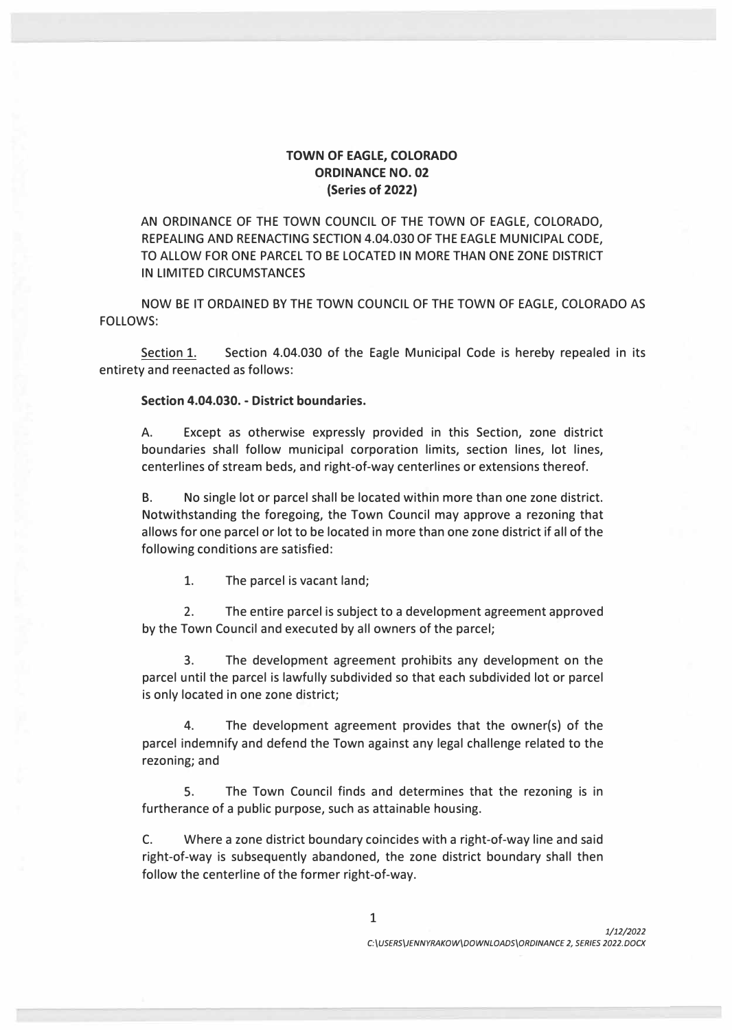**TOWN OF EAGLE, COLORADO**
**ORDINANCE NO. 02**
**(Series of 2022)**

AN ORDINANCE OF THE TOWN COUNCIL OF THE TOWN OF EAGLE, COLORADO, REPEALING AND REENACTING SECTION 4.04.030 OF THE EAGLE MUNICIPAL CODE, TO ALLOW FOR ONE PARCEL TO BE LOCATED IN MORE THAN ONE ZONE DISTRICT IN LIMITED CIRCUMSTANCES

NOW BE IT ORDAINED BY THE TOWN COUNCIL OF THE TOWN OF EAGLE, COLORADO AS FOLLOWS:

Section 1. Section 4.04.030 of the Eagle Municipal Code is hereby repealed in its entirety and reenacted as follows:

**Section 4.04.030. - District boundaries.**

A. Except as otherwise expressly provided in this Section, zone district boundaries shall follow municipal corporation limits, section lines, lot lines, centerlines of stream beds, and right-of-way centerlines or extensions thereof.

B. No single lot or parcel shall be located within more than one zone district. Notwithstanding the foregoing, the Town Council may approve a rezoning that allows for one parcel or lot to be located in more than one zone district if all of the following conditions are satisfied:

1. The parcel is vacant land;

2. The entire parcel is subject to a development agreement approved by the Town Council and executed by all owners of the parcel;

3. The development agreement prohibits any development on the parcel until the parcel is lawfully subdivided so that each subdivided lot or parcel is only located in one zone district;

4. The development agreement provides that the owner(s) of the parcel indemnify and defend the Town against any legal challenge related to the rezoning; and

5. The Town Council finds and determines that the rezoning is in furtherance of a public purpose, such as attainable housing.

C. Where a zone district boundary coincides with a right-of-way line and said right-of-way is subsequently abandoned, the zone district boundary shall then follow the centerline of the former right-of-way.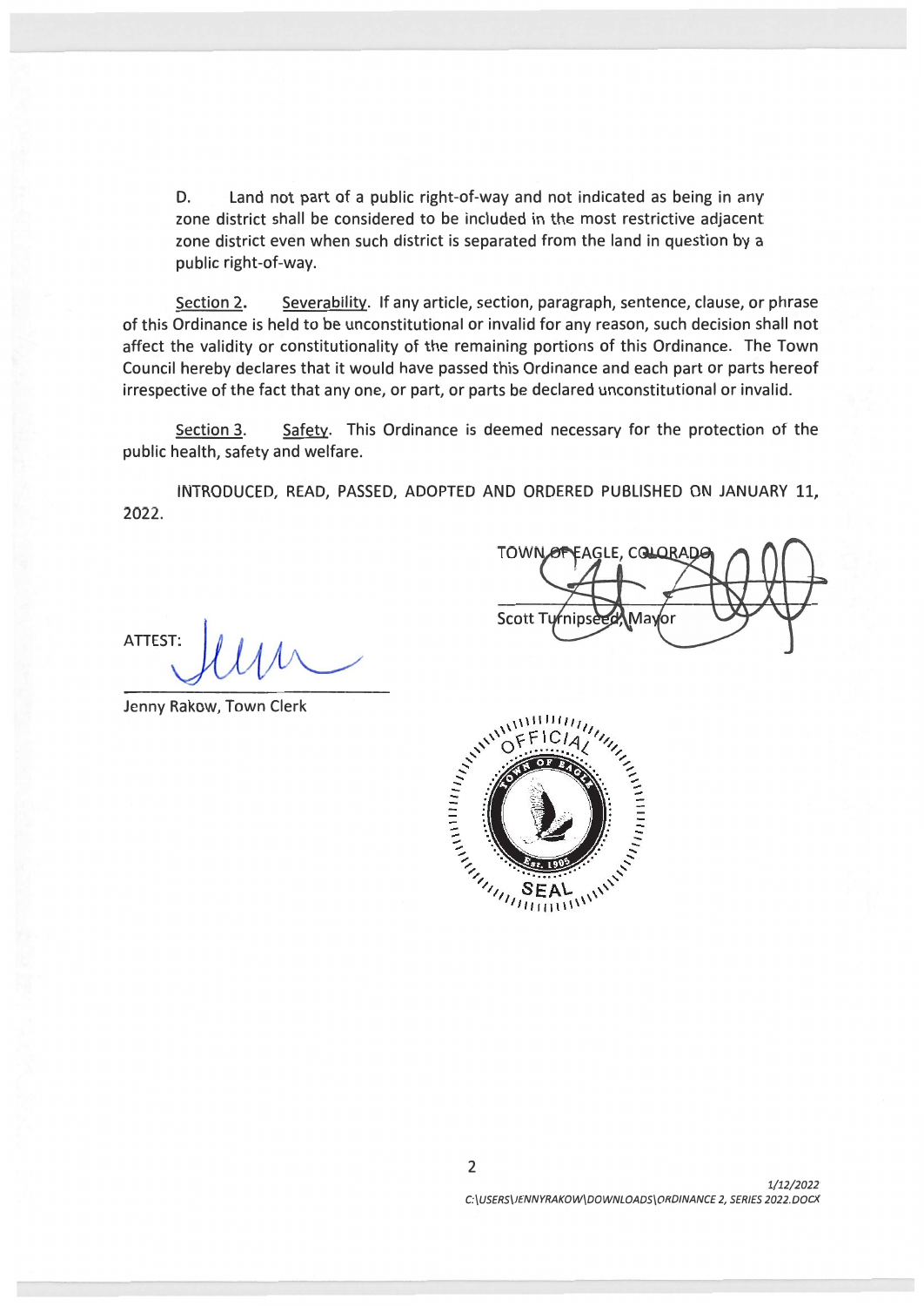D. Land not part of a public right-of-way and not indicated as being in any zone district shall be considered to be included in the most restrictive adjacent zone district even when such district is separated from the land in question by a public right-of-way.

Section 2. Severability. If any article, section, paragraph, sentence, clause, or phrase of this Ordinance is held to be unconstitutional or invalid for any reason, such decision shall not affect the validity or constitutionality of the remaining portions of this Ordinance. The Town Council hereby declares that it would have passed this Ordinance and each part or parts hereof irrespective of the fact that any one, or part, or parts be declared unconstitutional or invalid.

Section 3. Safety. This Ordinance is deemed necessary for the protection of the public health, safety and welfare.

INTRODUCED, READ, PASSED, ADOPTED AND ORDERED PUBLISHED ON JANUARY 11, 2022.

TOWN OF EAGLE, COLORADO

Scott Turnipseed, Mayor

ATTEST:

Jenny Rakow, Town Clerk

OFFICIAL SEAL
TOWN OF EAGLE
Est. 1905

1/12/2022
C:\USERS\JENNYRAKOW\DOWNLOADS\ORDINANCE 2, SERIES 2022.DOCX